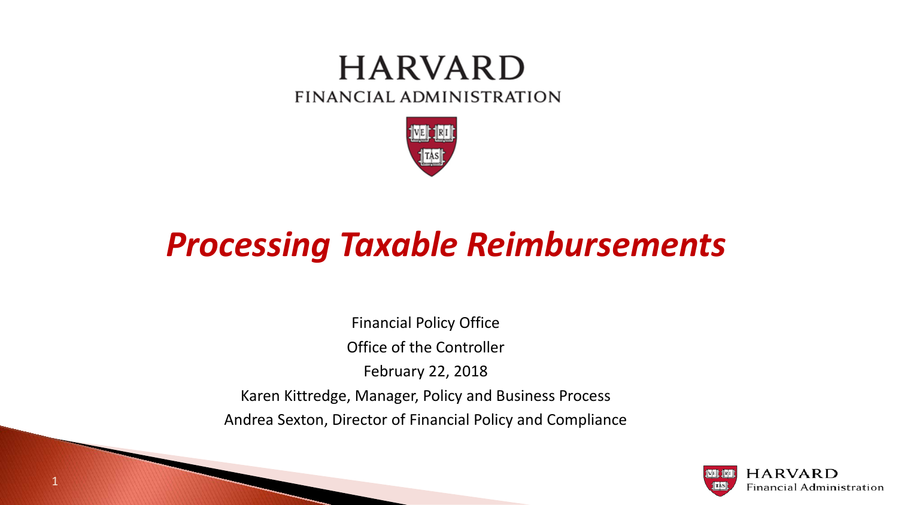HARVARD

FINANCIAL ADMINISTRATION

# *Processing Taxable Reimbursements*

Financial Policy Office

Office of the Controller

February 22, 2018

Karen Kittredge, Manager, Policy and Business Process

Andrea Sexton, Director of Financial Policy and Compliance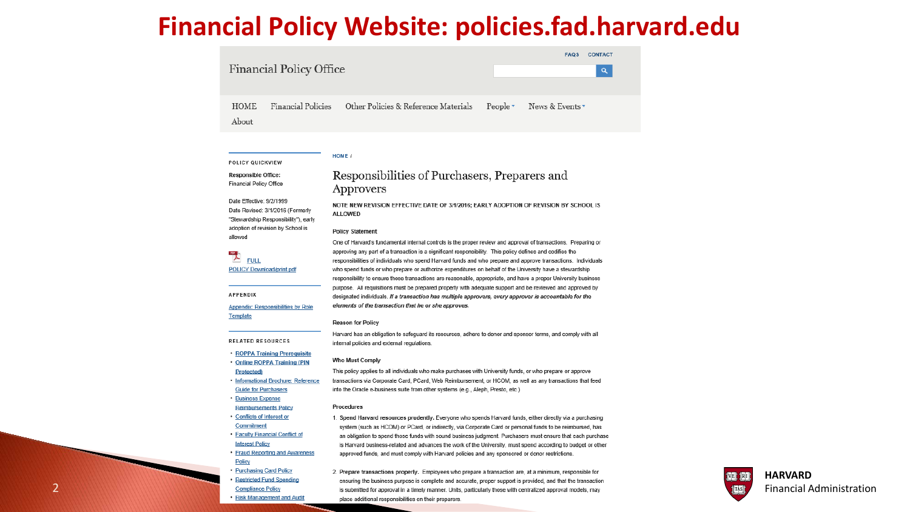# Financial Policy Website: policies.fad.harvard.edu

Financial Policy Office

FAQS CONTACT

HOME | Financial Policies | Other Policies & Reference Materials | People | News & Events | About

**POLICY QUICKVIEW**

**Responsible Office:**
Financial Policy Office

Date Effective: 9/2/1999
Date Revised: 3/1/2016 (Formerly "Stewardship Responsibility"), early adoption of revision by School is allowed

FULL POLICY Download/print pdf

**APPENDIX**

Appendix: Responsibilities by Role Template

**RELATED RESOURCES**

- ROPPA Training Prerequisite
- Online ROPPA Training (PIN Protected)
- Informational Brochure: Reference Guide for Purchasers
- Business Expense Reimbursements Policy
- Conflicts of Interest or Commitment
- Faculty Financial Conflict of Interest Policy
- Fraud Reporting and Awareness Policy
- Purchasing Card Policy
- Restricted Fund Spending Compliance Policy
- Risk Management and Audit

HOME /

## Responsibilities of Purchasers, Preparers and Approvers

NOTE NEW REVISION EFFECTIVE DATE OF 3/1/2016; EARLY ADOPTION OF REVISION BY SCHOOL IS ALLOWED

### Policy Statement

One of Harvard's fundamental internal controls is the proper review and approval of transactions. Preparing or approving any part of a transaction is a significant responsibility. This policy defines and codifies the responsibilities of individuals who spend Harvard funds and who prepare and approve transactions. Individuals who spend funds or who prepare or authorize expenditures on behalf of the University have a stewardship responsibility to ensure these transactions are reasonable, appropriate, and have a proper University business purpose. All requisitions must be prepared properly with adequate support and be reviewed and approved by designated individuals. ***If a transaction has multiple approvers, every approver is accountable for the elements of the transaction that he or she approves.***

### Reason for Policy

Harvard has an obligation to safeguard its resources, adhere to donor and sponsor terms, and comply with all internal policies and external regulations.

### Who Must Comply

This policy applies to all individuals who make purchases with University funds, or who prepare or approve transactions via Corporate Card, PCard, Web Reimbursement, or HCOM, as well as any transactions that feed into the Oracle e-business suite from other systems (e.g., Aleph, Presto, etc.)

### Procedures

1. **Spend Harvard resources prudently.** Everyone who spends Harvard funds, either directly via a purchasing system (such as HCOM) or PCard, or indirectly, via Corporate Card or personal funds to be reimbursed, has an obligation to spend those funds with sound business judgment. Purchasers must ensure that each purchase is Harvard business-related and advances the work of the University, must spend according to budget or other approved funds, and must comply with Harvard policies and any sponsored or donor restrictions.

2. **Prepare transactions properly.** Employees who prepare a transaction are, at a minimum, responsible for ensuring the business purpose is complete and accurate, proper support is provided, and that the transaction is submitted for approval in a timely manner. Units, particularly those with centralized approval models, may place additional responsibilities on their preparers.

HARVARD
Financial Administration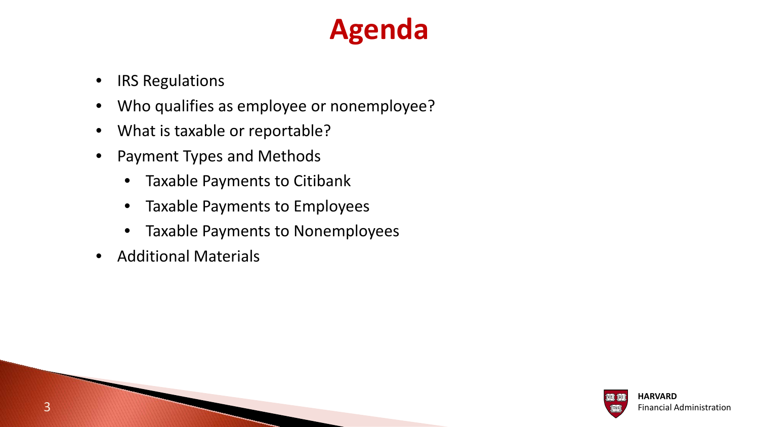# Agenda

- IRS Regulations
- Who qualifies as employee or nonemployee?
- What is taxable or reportable?
- Payment Types and Methods
  - Taxable Payments to Citibank
  - Taxable Payments to Employees
  - Taxable Payments to Nonemployees
- Additional Materials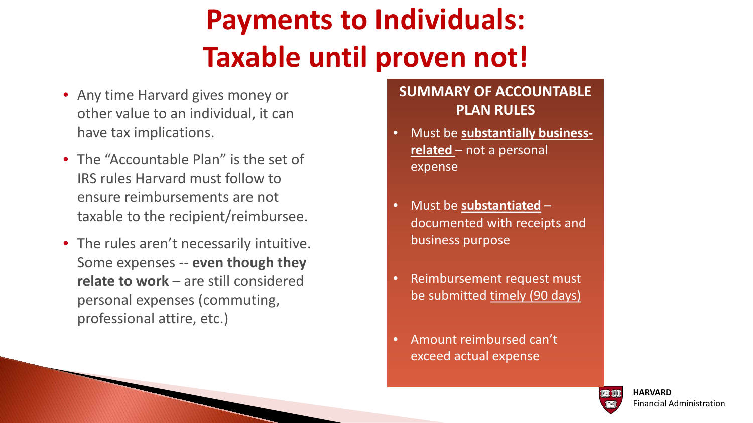# Payments to Individuals: Taxable until proven not!

- Any time Harvard gives money or other value to an individual, it can have tax implications.
- The "Accountable Plan" is the set of IRS rules Harvard must follow to ensure reimbursements are not taxable to the recipient/reimbursee.
- The rules aren't necessarily intuitive. Some expenses -- **even though they relate to work** – are still considered personal expenses (commuting, professional attire, etc.)

## SUMMARY OF ACCOUNTABLE PLAN RULES

- Must be **substantially business-related** – not a personal expense
- Must be **substantiated** – documented with receipts and business purpose
- Reimbursement request must be submitted timely (90 days)
- Amount reimbursed can't exceed actual expense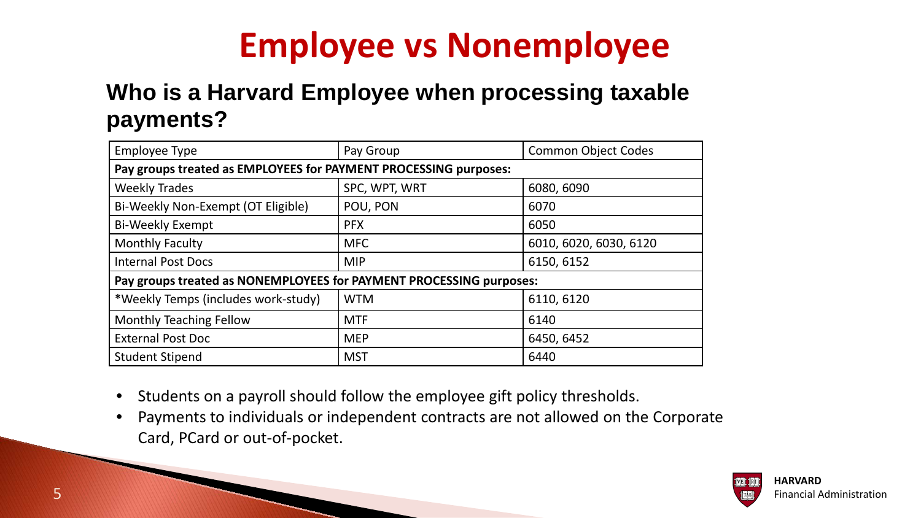# Employee vs Nonemployee

## Who is a Harvard Employee when processing taxable payments?

| Employee Type | Pay Group | Common Object Codes |
| --- | --- | --- |
| **Pay groups treated as EMPLOYEES for PAYMENT PROCESSING purposes:** | | |
| Weekly Trades | SPC, WPT, WRT | 6080, 6090 |
| Bi-Weekly Non-Exempt (OT Eligible) | POU, PON | 6070 |
| Bi-Weekly Exempt | PFX | 6050 |
| Monthly Faculty | MFC | 6010, 6020, 6030, 6120 |
| Internal Post Docs | MIP | 6150, 6152 |
| **Pay groups treated as NONEMPLOYEES for PAYMENT PROCESSING purposes:** | | |
| *Weekly Temps (includes work-study) | WTM | 6110, 6120 |
| Monthly Teaching Fellow | MTF | 6140 |
| External Post Doc | MEP | 6450, 6452 |
| Student Stipend | MST | 6440 |

- Students on a payroll should follow the employee gift policy thresholds.
- Payments to individuals or independent contracts are not allowed on the Corporate Card, PCard or out-of-pocket.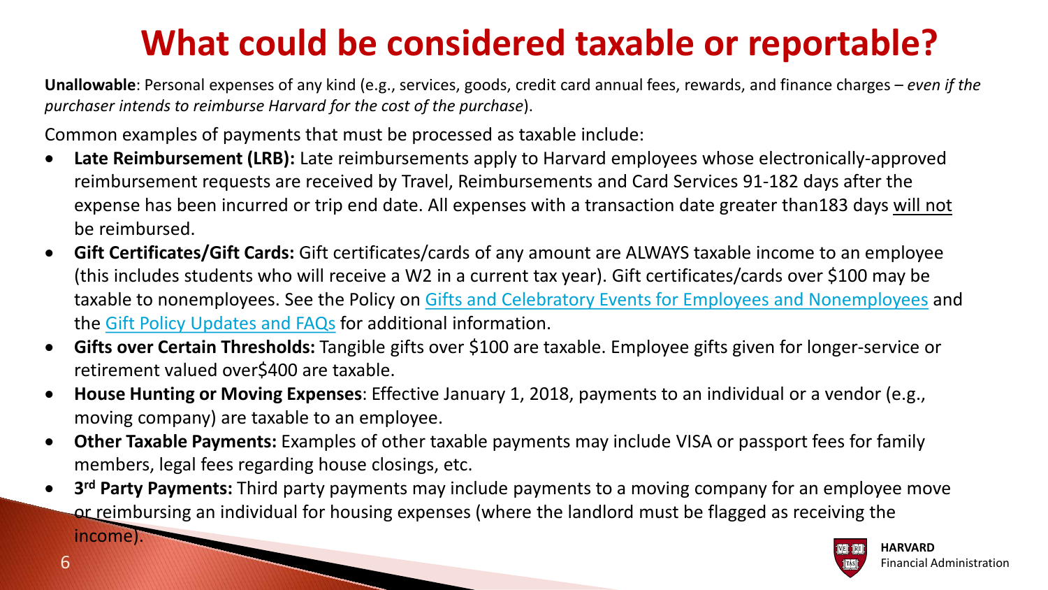# What could be considered taxable or reportable?

**Unallowable**: Personal expenses of any kind (e.g., services, goods, credit card annual fees, rewards, and finance charges – *even if the purchaser intends to reimburse Harvard for the cost of the purchase*).

Common examples of payments that must be processed as taxable include:

- **Late Reimbursement (LRB):** Late reimbursements apply to Harvard employees whose electronically-approved reimbursement requests are received by Travel, Reimbursements and Card Services 91-182 days after the expense has been incurred or trip end date. All expenses with a transaction date greater than183 days will not be reimbursed.
- **Gift Certificates/Gift Cards:** Gift certificates/cards of any amount are ALWAYS taxable income to an employee (this includes students who will receive a W2 in a current tax year). Gift certificates/cards over $100 may be taxable to nonemployees. See the Policy on Gifts and Celebratory Events for Employees and Nonemployees and the Gift Policy Updates and FAQs for additional information.
- **Gifts over Certain Thresholds:** Tangible gifts over $100 are taxable. Employee gifts given for longer-service or retirement valued over$400 are taxable.
- **House Hunting or Moving Expenses**: Effective January 1, 2018, payments to an individual or a vendor (e.g., moving company) are taxable to an employee.
- **Other Taxable Payments:** Examples of other taxable payments may include VISA or passport fees for family members, legal fees regarding house closings, etc.
- **3rd Party Payments:** Third party payments may include payments to a moving company for an employee move or reimbursing an individual for housing expenses (where the landlord must be flagged as receiving the income).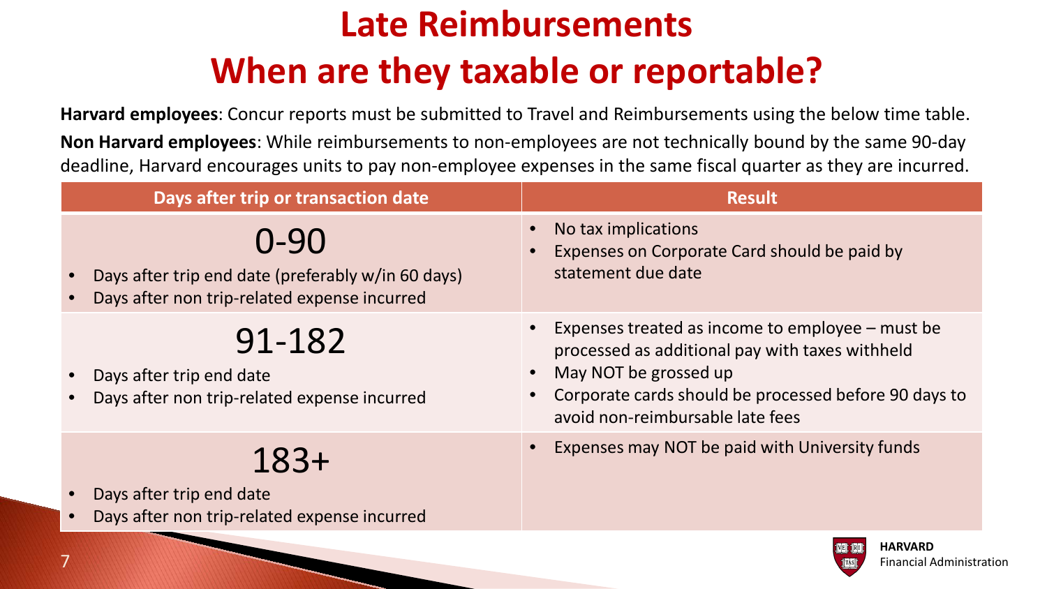# Late Reimbursements
# When are they taxable or reportable?

**Harvard employees**: Concur reports must be submitted to Travel and Reimbursements using the below time table.

**Non Harvard employees**: While reimbursements to non-employees are not technically bound by the same 90-day deadline, Harvard encourages units to pay non-employee expenses in the same fiscal quarter as they are incurred.

| Days after trip or transaction date | Result |
|---|---|
| **0-90**<br>• Days after trip end date (preferably w/in 60 days)<br>• Days after non trip-related expense incurred | • No tax implications<br>• Expenses on Corporate Card should be paid by statement due date |
| **91-182**<br>• Days after trip end date<br>• Days after non trip-related expense incurred | • Expenses treated as income to employee – must be processed as additional pay with taxes withheld<br>• May NOT be grossed up<br>• Corporate cards should be processed before 90 days to avoid non-reimbursable late fees |
| **183+**<br>• Days after trip end date<br>• Days after non trip-related expense incurred | • Expenses may NOT be paid with University funds |

**HARVARD**
Financial Administration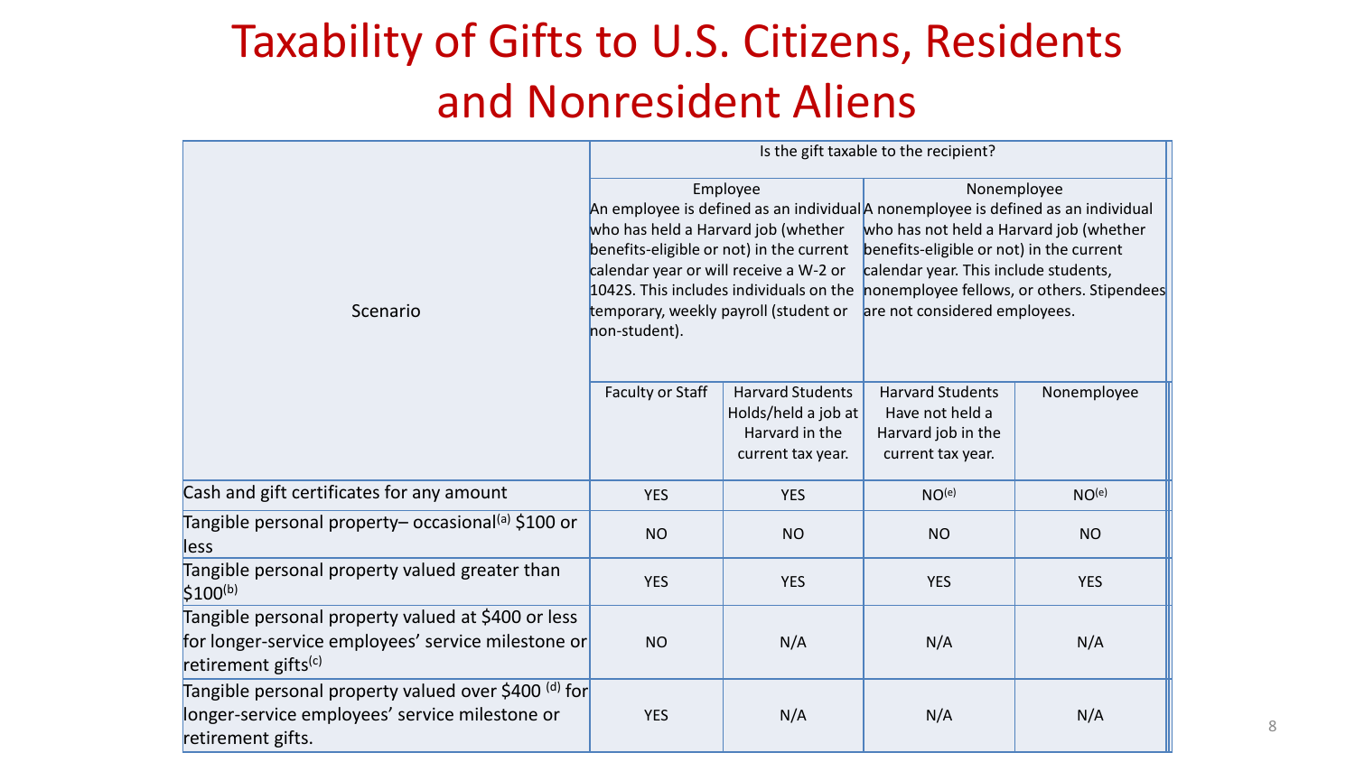# Taxability of Gifts to U.S. Citizens, Residents and Nonresident Aliens

| Scenario | Is the gift taxable to the recipient? | | | |
|---|---|---|---|---|
| | Employee<br>An employee is defined as an individual who has held a Harvard job (whether benefits-eligible or not) in the current calendar year or will receive a W-2 or 1042S. This includes individuals on the temporary, weekly payroll (student or non-student). | | Nonemployee<br>A nonemployee is defined as an individual who has not held a Harvard job (whether benefits-eligible or not) in the current calendar year. This include students, nonemployee fellows, or others. Stipendees are not considered employees. | |
| | Faculty or Staff | Harvard Students Holds/held a job at Harvard in the current tax year. | Harvard Students Have not held a Harvard job in the current tax year. | Nonemployee |
| Cash and gift certificates for any amount | YES | YES | NO[e] | NO[e] |
| Tangible personal property– occasional[a] $100 or less | NO | NO | NO | NO |
| Tangible personal property valued greater than $100[b] | YES | YES | YES | YES |
| Tangible personal property valued at $400 or less for longer-service employees' service milestone or retirement gifts[c] | NO | N/A | N/A | N/A |
| Tangible personal property valued over $400 [d] for longer-service employees' service milestone or retirement gifts. | YES | N/A | N/A | N/A |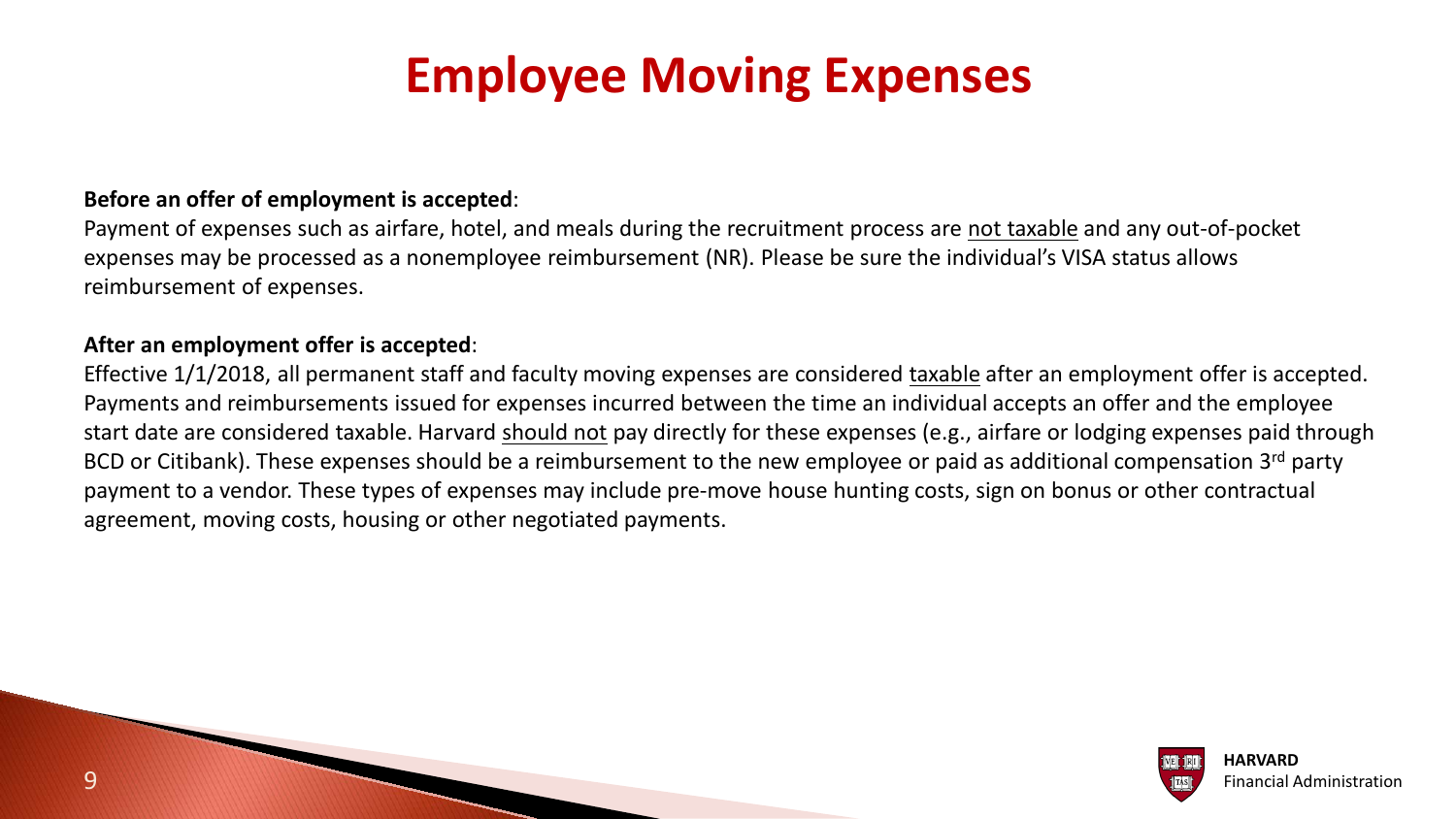# Employee Moving Expenses

**Before an offer of employment is accepted**:
Payment of expenses such as airfare, hotel, and meals during the recruitment process are not taxable and any out-of-pocket expenses may be processed as a nonemployee reimbursement (NR). Please be sure the individual's VISA status allows reimbursement of expenses.

**After an employment offer is accepted**:
Effective 1/1/2018, all permanent staff and faculty moving expenses are considered taxable after an employment offer is accepted. Payments and reimbursements issued for expenses incurred between the time an individual accepts an offer and the employee start date are considered taxable. Harvard should not pay directly for these expenses (e.g., airfare or lodging expenses paid through BCD or Citibank). These expenses should be a reimbursement to the new employee or paid as additional compensation 3rd party payment to a vendor. These types of expenses may include pre-move house hunting costs, sign on bonus or other contractual agreement, moving costs, housing or other negotiated payments.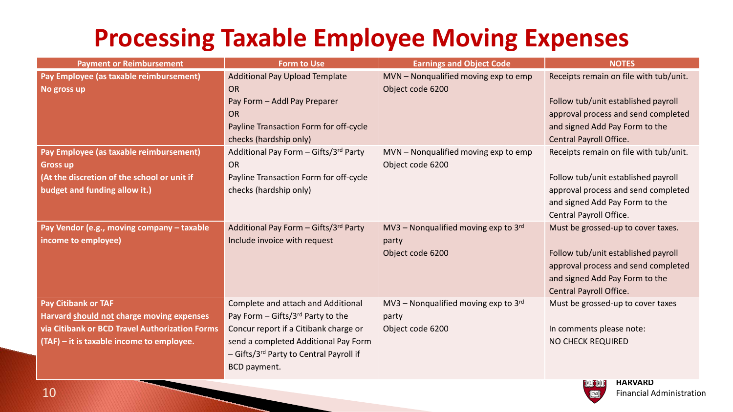# Processing Taxable Employee Moving Expenses

| Payment or Reimbursement | Form to Use | Earnings and Object Code | NOTES |
|---|---|---|---|
| **Pay Employee (as taxable reimbursement)**<br>**No gross up** | Additional Pay Upload Template<br>OR<br>Pay Form – Addl Pay Preparer<br>OR<br>Payline Transaction Form for off-cycle checks (hardship only) | MVN – Nonqualified moving exp to emp<br>Object code 6200 | Receipts remain on file with tub/unit.<br><br>Follow tub/unit established payroll approval process and send completed and signed Add Pay Form to the Central Payroll Office. |
| **Pay Employee (as taxable reimbursement)**<br>**Gross up**<br>**(At the discretion of the school or unit if budget and funding allow it.)** | Additional Pay Form – Gifts/3rd Party<br>OR<br>Payline Transaction Form for off-cycle checks (hardship only) | MVN – Nonqualified moving exp to emp<br>Object code 6200 | Receipts remain on file with tub/unit.<br><br>Follow tub/unit established payroll approval process and send completed and signed Add Pay Form to the Central Payroll Office. |
| **Pay Vendor (e.g., moving company – taxable income to employee)** | Additional Pay Form – Gifts/3rd Party<br>Include invoice with request | MV3 – Nonqualified moving exp to 3rd party<br>Object code 6200 | Must be grossed-up to cover taxes.<br><br>Follow tub/unit established payroll approval process and send completed and signed Add Pay Form to the Central Payroll Office. |
| **Pay Citibank or TAF**<br>**Harvard should not charge moving expenses via Citibank or BCD Travel Authorization Forms (TAF) – it is taxable income to employee.** | Complete and attach and Additional Pay Form – Gifts/3rd Party to the Concur report if a Citibank charge or send a completed Additional Pay Form – Gifts/3rd Party to Central Payroll if BCD payment. | MV3 – Nonqualified moving exp to 3rd party<br>Object code 6200 | Must be grossed-up to cover taxes<br><br>In comments please note:<br>NO CHECK REQUIRED |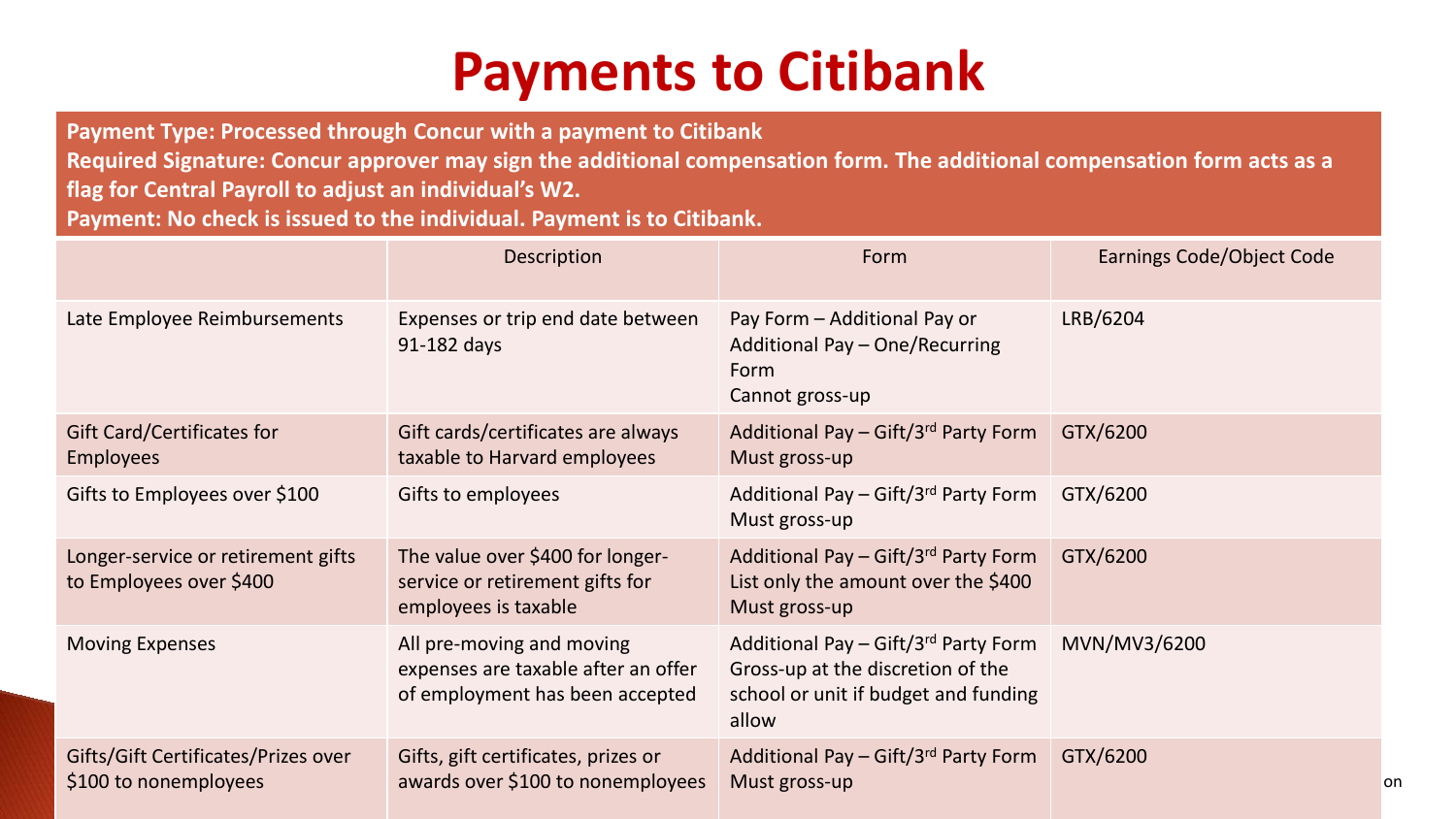# Payments to Citibank

**Payment Type: Processed through Concur with a payment to Citibank**
**Required Signature: Concur approver may sign the additional compensation form. The additional compensation form acts as a flag for Central Payroll to adjust an individual's W2.**
**Payment: No check is issued to the individual. Payment is to Citibank.**

| | Description | Form | Earnings Code/Object Code |
|---|---|---|---|
| Late Employee Reimbursements | Expenses or trip end date between 91-182 days | Pay Form – Additional Pay or Additional Pay – One/Recurring Form<br>Cannot gross-up | LRB/6204 |
| Gift Card/Certificates for Employees | Gift cards/certificates are always taxable to Harvard employees | Additional Pay – Gift/3rd Party Form<br>Must gross-up | GTX/6200 |
| Gifts to Employees over $100 | Gifts to employees | Additional Pay – Gift/3rd Party Form<br>Must gross-up | GTX/6200 |
| Longer-service or retirement gifts to Employees over $400 | The value over $400 for longer-service or retirement gifts for employees is taxable | Additional Pay – Gift/3rd Party Form<br>List only the amount over the $400<br>Must gross-up | GTX/6200 |
| Moving Expenses | All pre-moving and moving expenses are taxable after an offer of employment has been accepted | Additional Pay – Gift/3rd Party Form<br>Gross-up at the discretion of the school or unit if budget and funding allow | MVN/MV3/6200 |
| Gifts/Gift Certificates/Prizes over $100 to nonemployees | Gifts, gift certificates, prizes or awards over $100 to nonemployees | Additional Pay – Gift/3rd Party Form<br>Must gross-up | GTX/6200 |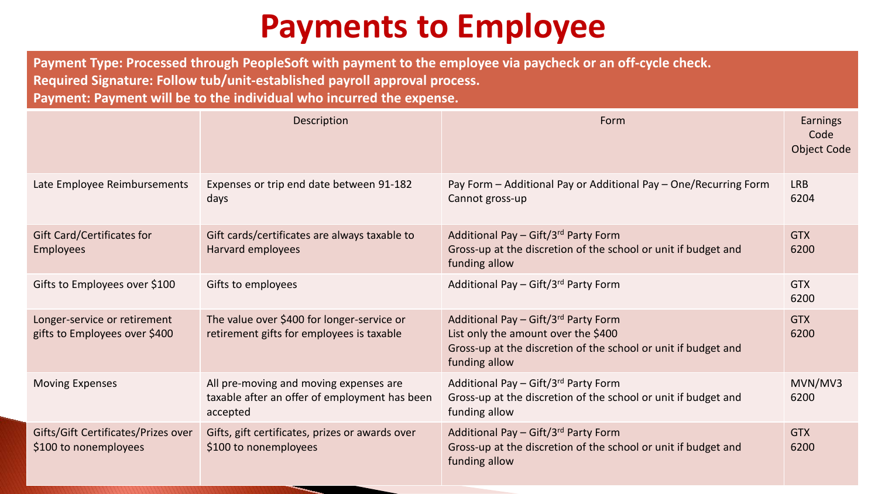# Payments to Employee

**Payment Type: Processed through PeopleSoft with payment to the employee via paycheck or an off-cycle check.**
**Required Signature: Follow tub/unit-established payroll approval process.**
**Payment: Payment will be to the individual who incurred the expense.**

| | Description | Form | Earnings Code Object Code |
|---|---|---|---|
| Late Employee Reimbursements | Expenses or trip end date between 91-182 days | Pay Form – Additional Pay or Additional Pay – One/Recurring Form<br>Cannot gross-up | LRB<br>6204 |
| Gift Card/Certificates for Employees | Gift cards/certificates are always taxable to Harvard employees | Additional Pay – Gift/3rd Party Form<br>Gross-up at the discretion of the school or unit if budget and funding allow | GTX<br>6200 |
| Gifts to Employees over $100 | Gifts to employees | Additional Pay – Gift/3rd Party Form | GTX<br>6200 |
| Longer-service or retirement gifts to Employees over $400 | The value over $400 for longer-service or retirement gifts for employees is taxable | Additional Pay – Gift/3rd Party Form<br>List only the amount over the $400<br>Gross-up at the discretion of the school or unit if budget and funding allow | GTX<br>6200 |
| Moving Expenses | All pre-moving and moving expenses are taxable after an offer of employment has been accepted | Additional Pay – Gift/3rd Party Form<br>Gross-up at the discretion of the school or unit if budget and funding allow | MVN/MV3<br>6200 |
| Gifts/Gift Certificates/Prizes over $100 to nonemployees | Gifts, gift certificates, prizes or awards over $100 to nonemployees | Additional Pay – Gift/3rd Party Form<br>Gross-up at the discretion of the school or unit if budget and funding allow | GTX<br>6200 |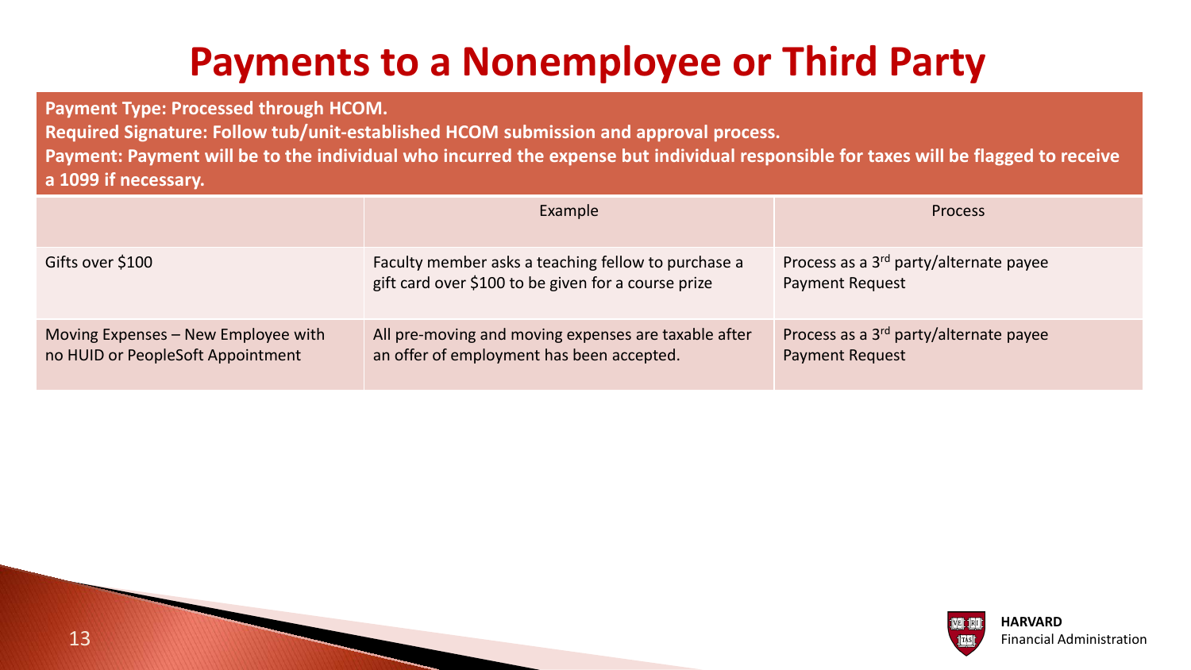# Payments to a Nonemployee or Third Party

**Payment Type: Processed through HCOM.**
**Required Signature: Follow tub/unit-established HCOM submission and approval process.**
**Payment: Payment will be to the individual who incurred the expense but individual responsible for taxes will be flagged to receive a 1099 if necessary.**

| | Example | Process |
|---|---|---|
| Gifts over $100 | Faculty member asks a teaching fellow to purchase a gift card over $100 to be given for a course prize | Process as a 3rd party/alternate payee Payment Request |
| Moving Expenses – New Employee with no HUID or PeopleSoft Appointment | All pre-moving and moving expenses are taxable after an offer of employment has been accepted. | Process as a 3rd party/alternate payee Payment Request |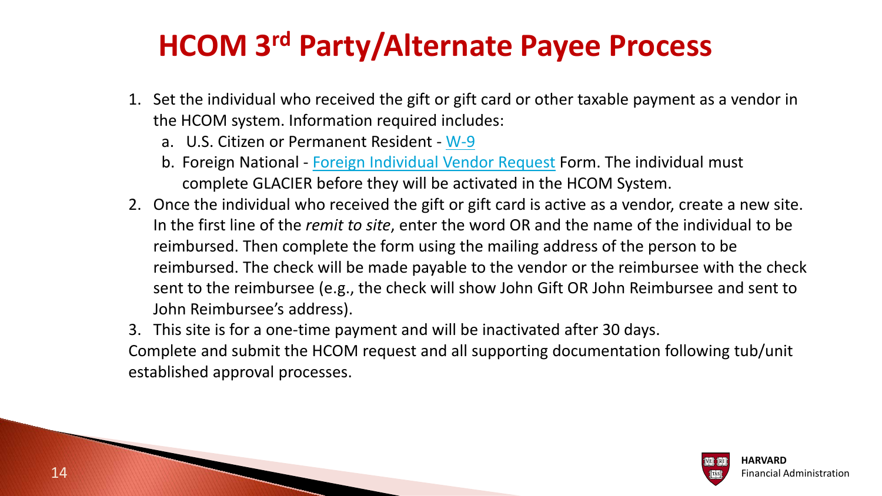# HCOM 3rd Party/Alternate Payee Process

1. Set the individual who received the gift or gift card or other taxable payment as a vendor in the HCOM system. Information required includes:
   a. U.S. Citizen or Permanent Resident - W-9
   b. Foreign National - Foreign Individual Vendor Request Form. The individual must complete GLACIER before they will be activated in the HCOM System.
2. Once the individual who received the gift or gift card is active as a vendor, create a new site. In the first line of the *remit to site*, enter the word OR and the name of the individual to be reimbursed. Then complete the form using the mailing address of the person to be reimbursed. The check will be made payable to the vendor or the reimbursee with the check sent to the reimbursee (e.g., the check will show John Gift OR John Reimbursee and sent to John Reimbursee's address).
3. This site is for a one-time payment and will be inactivated after 30 days.

Complete and submit the HCOM request and all supporting documentation following tub/unit established approval processes.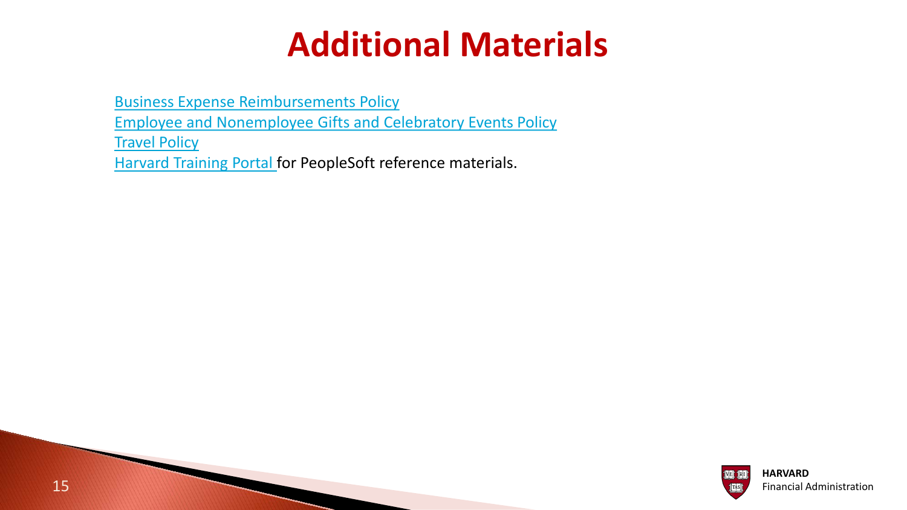# Additional Materials

Business Expense Reimbursements Policy
Employee and Nonemployee Gifts and Celebratory Events Policy
Travel Policy
Harvard Training Portal for PeopleSoft reference materials.